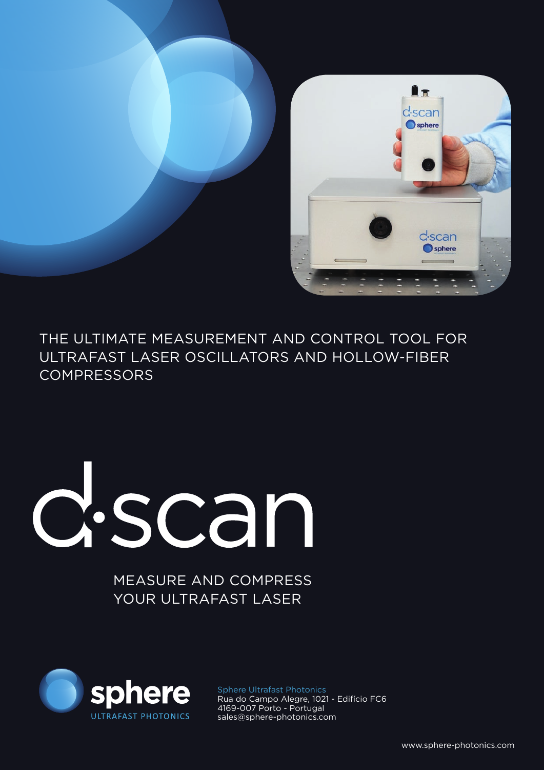THE ULTIMATE MEASUREMENT AND CONTROL TOOL FOR ULTRAFAST LASER OSCILLATORS AND HOLLOW-FIBER COMPRESSORS

# d·scan

MEASURE AND COMPRESS YOUR ULTRAFAST LASER

sphere
ULTRAFAST PHOTONICS

Sphere Ultrafast Photonics
Rua do Campo Alegre, 1021 - Edifício FC6
4169-007 Porto - Portugal
sales@sphere-photonics.com

www.sphere-photonics.com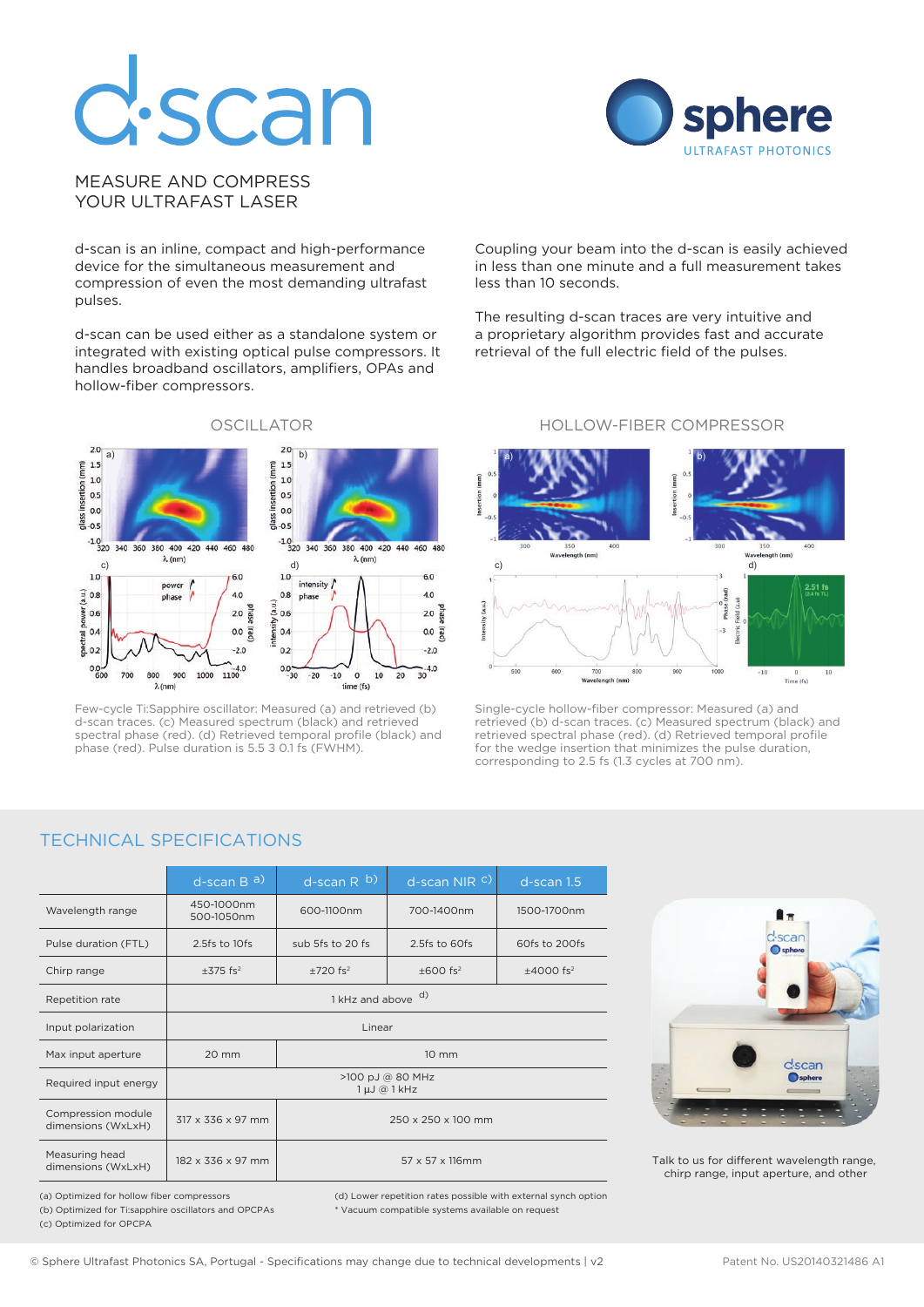# d·scan

sphere
ULTRAFAST PHOTONICS

## MEASURE AND COMPRESS YOUR ULTRAFAST LASER

d-scan is an inline, compact and high-performance device for the simultaneous measurement and compression of even the most demanding ultrafast pulses.

d-scan can be used either as a standalone system or integrated with existing optical pulse compressors. It handles broadband oscillators, amplifiers, OPAs and hollow-fiber compressors.

Coupling your beam into the d-scan is easily achieved in less than one minute and a full measurement takes less than 10 seconds.

The resulting d-scan traces are very intuitive and a proprietary algorithm provides fast and accurate retrieval of the full electric field of the pulses.

### OSCILLATOR

Few-cycle Ti:Sapphire oscillator: Measured (a) and retrieved (b) d-scan traces. (c) Measured spectrum (black) and retrieved spectral phase (red). (d) Retrieved temporal profile (black) and phase (red). Pulse duration is 5.5 3 0.1 fs (FWHM).

### HOLLOW-FIBER COMPRESSOR

Single-cycle hollow-fiber compressor: Measured (a) and retrieved (b) d-scan traces. (c) Measured spectrum (black) and retrieved spectral phase (red). (d) Retrieved temporal profile for the wedge insertion that minimizes the pulse duration, corresponding to 2.5 fs (1.3 cycles at 700 nm).

## TECHNICAL SPECIFICATIONS

| | d-scan B [a] | d-scan R [b] | d-scan NIR [c] | d-scan 1.5 |
|---|---|---|---|---|
| Wavelength range | 450-1000nm 500-1050nm | 600-1100nm | 700-1400nm | 1500-1700nm |
| Pulse duration (FTL) | 2.5fs to 10fs | sub 5fs to 20 fs | 2.5fs to 60fs | 60fs to 200fs |
| Chirp range | ±375 fs² | ±720 fs² | ±600 fs² | ±4000 fs² |
| Repetition rate | 1 kHz and above [d] | | | |
| Input polarization | Linear | | | |
| Max input aperture | 20 mm | 10 mm | | |
| Required input energy | >100 pJ @ 80 MHz 1 µJ @ 1 kHz | | | |
| Compression module dimensions (WxLxH) | 317 x 336 x 97 mm | 250 x 250 x 100 mm | | |
| Measuring head dimensions (WxLxH) | 182 x 336 x 97 mm | 57 x 57 x 116mm | | |

(a) Optimized for hollow fiber compressors
(b) Optimized for Ti:sapphire oscillators and OPCPAs
(c) Optimized for OPCPA
(d) Lower repetition rates possible with external synch option
* Vacuum compatible systems available on request

Talk to us for different wavelength range, chirp range, input aperture, and other

© Sphere Ultrafast Photonics SA, Portugal - Specifications may change due to technical developments | v2 — Patent No. US20140321486 A1